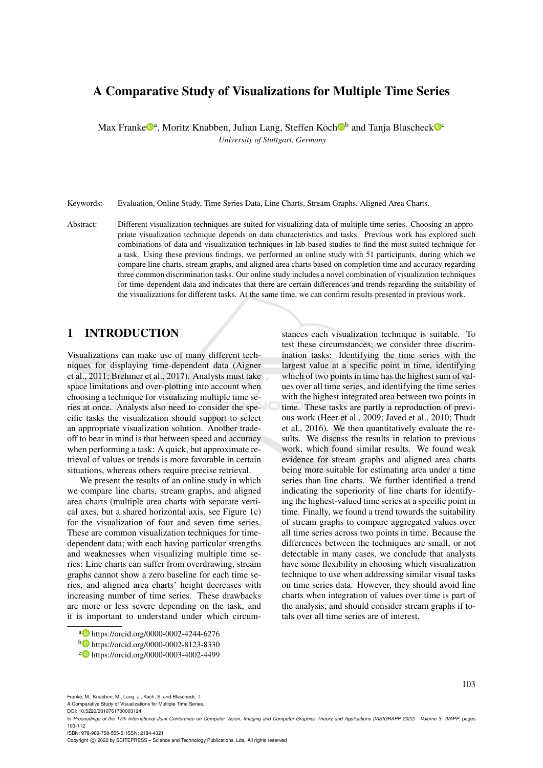# A Comparative Study of Visualizations for Multiple Time Series

Max Franke[a], Moritz Knabben, Julian Lang, Steffen Koch[b] and Tanja Blascheck[c]

*University of Stuttgart, Germany*

Keywords: Evaluation, Online Study, Time Series Data, Line Charts, Stream Graphs, Aligned Area Charts.

Abstract: Different visualization techniques are suited for visualizing data of multiple time series. Choosing an appropriate visualization technique depends on data characteristics and tasks. Previous work has explored such combinations of data and visualization techniques in lab-based studies to find the most suited technique for a task. Using these previous findings, we performed an online study with 51 participants, during which we compare line charts, stream graphs, and aligned area charts based on completion time and accuracy regarding three common discrimination tasks. Our online study includes a novel combination of visualization techniques for time-dependent data and indicates that there are certain differences and trends regarding the suitability of the visualizations for different tasks. At the same time, we can confirm results presented in previous work.

## 1 INTRODUCTION

Visualizations can make use of many different techniques for displaying time-dependent data (Aigner et al., 2011; Brehmer et al., 2017). Analysts must take space limitations and over-plotting into account when choosing a technique for visualizing multiple time series at once. Analysts also need to consider the specific tasks the visualization should support to select an appropriate visualization solution. Another trade-off to bear in mind is that between speed and accuracy when performing a task: A quick, but approximate retrieval of values or trends is more favorable in certain situations, whereas others require precise retrieval.

We present the results of an online study in which we compare line charts, stream graphs, and aligned area charts (multiple area charts with separate vertical axes, but a shared horizontal axis, see Figure 1c) for the visualization of four and seven time series. These are common visualization techniques for time-dependent data; with each having particular strengths and weaknesses when visualizing multiple time series: Line charts can suffer from overdrawing, stream graphs cannot show a zero baseline for each time series, and aligned area charts' height decreases with increasing number of time series. These drawbacks are more or less severe depending on the task, and it is important to understand under which circumstances each visualization technique is suitable. To test these circumstances, we consider three discrimination tasks: Identifying the time series with the largest value at a specific point in time, identifying which of two points in time has the highest sum of values over all time series, and identifying the time series with the highest integrated area between two points in time. These tasks are partly a reproduction of previous work (Heer et al., 2009; Javed et al., 2010; Thudt et al., 2016). We then quantitatively evaluate the results. We discuss the results in relation to previous work, which found similar results. We found weak evidence for stream graphs and aligned area charts being more suitable for estimating area under a time series than line charts. We further identified a trend indicating the superiority of line charts for identifying the highest-valued time series at a specific point in time. Finally, we found a trend towards the suitability of stream graphs to compare aggregated values over all time series across two points in time. Because the differences between the techniques are small, or not detectable in many cases, we conclude that analysts have some flexibility in choosing which visualization technique to use when addressing similar visual tasks on time series data. However, they should avoid line charts when integration of values over time is part of the analysis, and should consider stream graphs if totals over all time series are of interest.

[a] https://orcid.org/0000-0002-4244-6276
[b] https://orcid.org/0000-0002-8123-8330
[c] https://orcid.org/0000-0003-4002-4499

Franke, M., Knabben, M., Lang, J., Koch, S. and Blascheck, T.
A Comparative Study of Visualizations for Multiple Time Series.
DOI: 10.5220/0010761700003124
In *Proceedings of the 17th International Joint Conference on Computer Vision, Imaging and Computer Graphics Theory and Applications (VISIGRAPP 2022) - Volume 3: IVAPP*, pages 103-112
ISBN: 978-989-758-555-5; ISSN: 2184-4321
Copyright © 2022 by SCITEPRESS – Science and Technology Publications, Lda. All rights reserved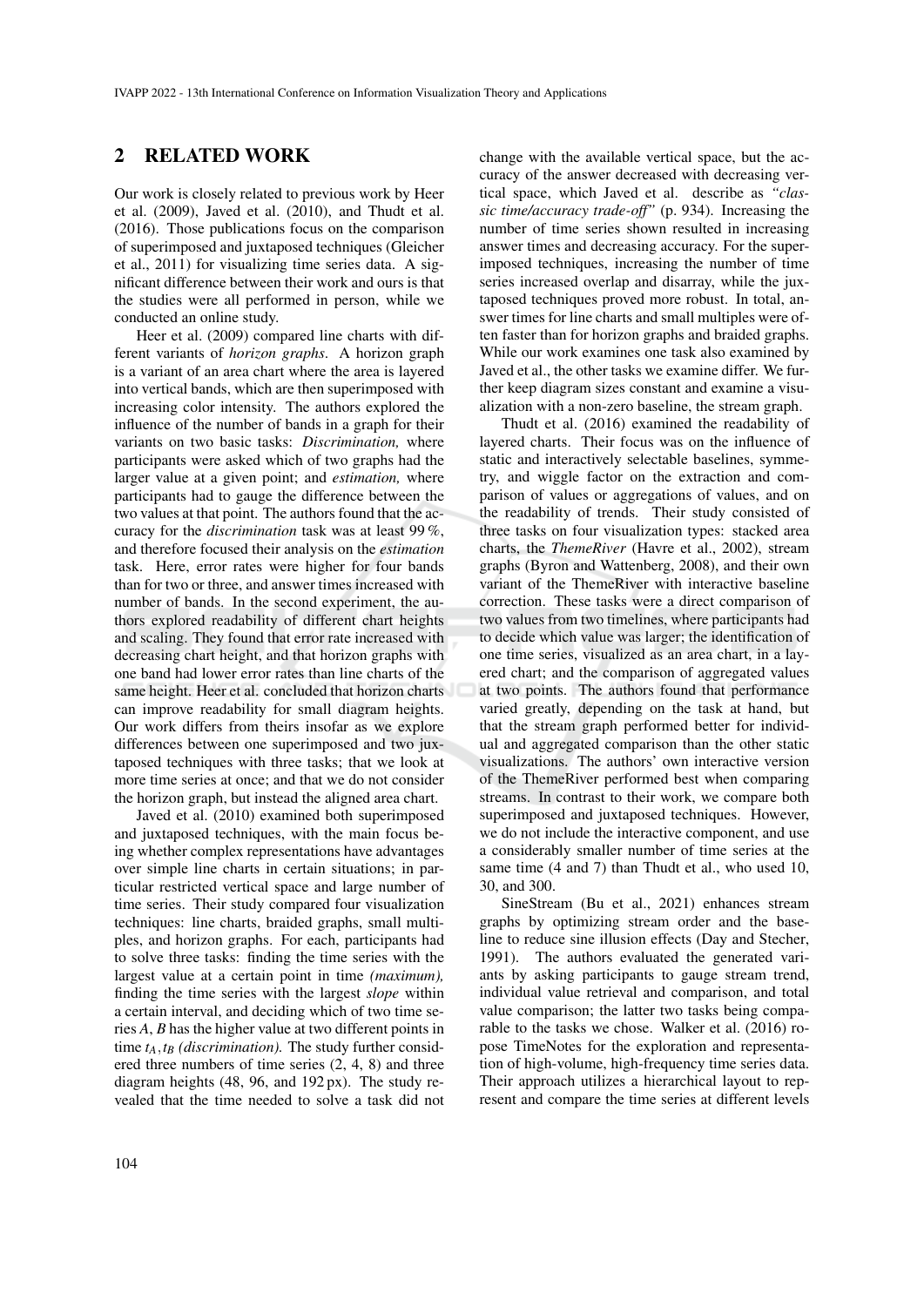## 2 RELATED WORK

Our work is closely related to previous work by Heer et al. (2009), Javed et al. (2010), and Thudt et al. (2016). Those publications focus on the comparison of superimposed and juxtaposed techniques (Gleicher et al., 2011) for visualizing time series data. A significant difference between their work and ours is that the studies were all performed in person, while we conducted an online study.

Heer et al. (2009) compared line charts with different variants of *horizon graphs*. A horizon graph is a variant of an area chart where the area is layered into vertical bands, which are then superimposed with increasing color intensity. The authors explored the influence of the number of bands in a graph for their variants on two basic tasks: *Discrimination,* where participants were asked which of two graphs had the larger value at a given point; and *estimation,* where participants had to gauge the difference between the two values at that point. The authors found that the accuracy for the *discrimination* task was at least 99 %, and therefore focused their analysis on the *estimation* task. Here, error rates were higher for four bands than for two or three, and answer times increased with number of bands. In the second experiment, the authors explored readability of different chart heights and scaling. They found that error rate increased with decreasing chart height, and that horizon graphs with one band had lower error rates than line charts of the same height. Heer et al. concluded that horizon charts can improve readability for small diagram heights. Our work differs from theirs insofar as we explore differences between one superimposed and two juxtaposed techniques with three tasks; that we look at more time series at once; and that we do not consider the horizon graph, but instead the aligned area chart.

Javed et al. (2010) examined both superimposed and juxtaposed techniques, with the main focus being whether complex representations have advantages over simple line charts in certain situations; in particular restricted vertical space and large number of time series. Their study compared four visualization techniques: line charts, braided graphs, small multiples, and horizon graphs. For each, participants had to solve three tasks: finding the time series with the largest value at a certain point in time *(maximum),* finding the time series with the largest *slope* within a certain interval, and deciding which of two time series $A$, $B$ has the higher value at two different points in time $t_A, t_B$ *(discrimination).* The study further considered three numbers of time series (2, 4, 8) and three diagram heights (48, 96, and 192 px). The study revealed that the time needed to solve a task did not change with the available vertical space, but the accuracy of the answer decreased with decreasing vertical space, which Javed et al. describe as *"classic time/accuracy trade-off"* (p. 934). Increasing the number of time series shown resulted in increasing answer times and decreasing accuracy. For the superimposed techniques, increasing the number of time series increased overlap and disarray, while the juxtaposed techniques proved more robust. In total, answer times for line charts and small multiples were often faster than for horizon graphs and braided graphs. While our work examines one task also examined by Javed et al., the other tasks we examine differ. We further keep diagram sizes constant and examine a visualization with a non-zero baseline, the stream graph.

Thudt et al. (2016) examined the readability of layered charts. Their focus was on the influence of static and interactively selectable baselines, symmetry, and wiggle factor on the extraction and comparison of values or aggregations of values, and on the readability of trends. Their study consisted of three tasks on four visualization types: stacked area charts, the *ThemeRiver* (Havre et al., 2002), stream graphs (Byron and Wattenberg, 2008), and their own variant of the ThemeRiver with interactive baseline correction. These tasks were a direct comparison of two values from two timelines, where participants had to decide which value was larger; the identification of one time series, visualized as an area chart, in a layered chart; and the comparison of aggregated values at two points. The authors found that performance varied greatly, depending on the task at hand, but that the stream graph performed better for individual and aggregated comparison than the other static visualizations. The authors' own interactive version of the ThemeRiver performed best when comparing streams. In contrast to their work, we compare both superimposed and juxtaposed techniques. However, we do not include the interactive component, and use a considerably smaller number of time series at the same time (4 and 7) than Thudt et al., who used 10, 30, and 300.

SineStream (Bu et al., 2021) enhances stream graphs by optimizing stream order and the baseline to reduce sine illusion effects (Day and Stecher, 1991). The authors evaluated the generated variants by asking participants to gauge stream trend, individual value retrieval and comparison, and total value comparison; the latter two tasks being comparable to the tasks we chose. Walker et al. (2016) ropose TimeNotes for the exploration and representation of high-volume, high-frequency time series data. Their approach utilizes a hierarchical layout to represent and compare the time series at different levels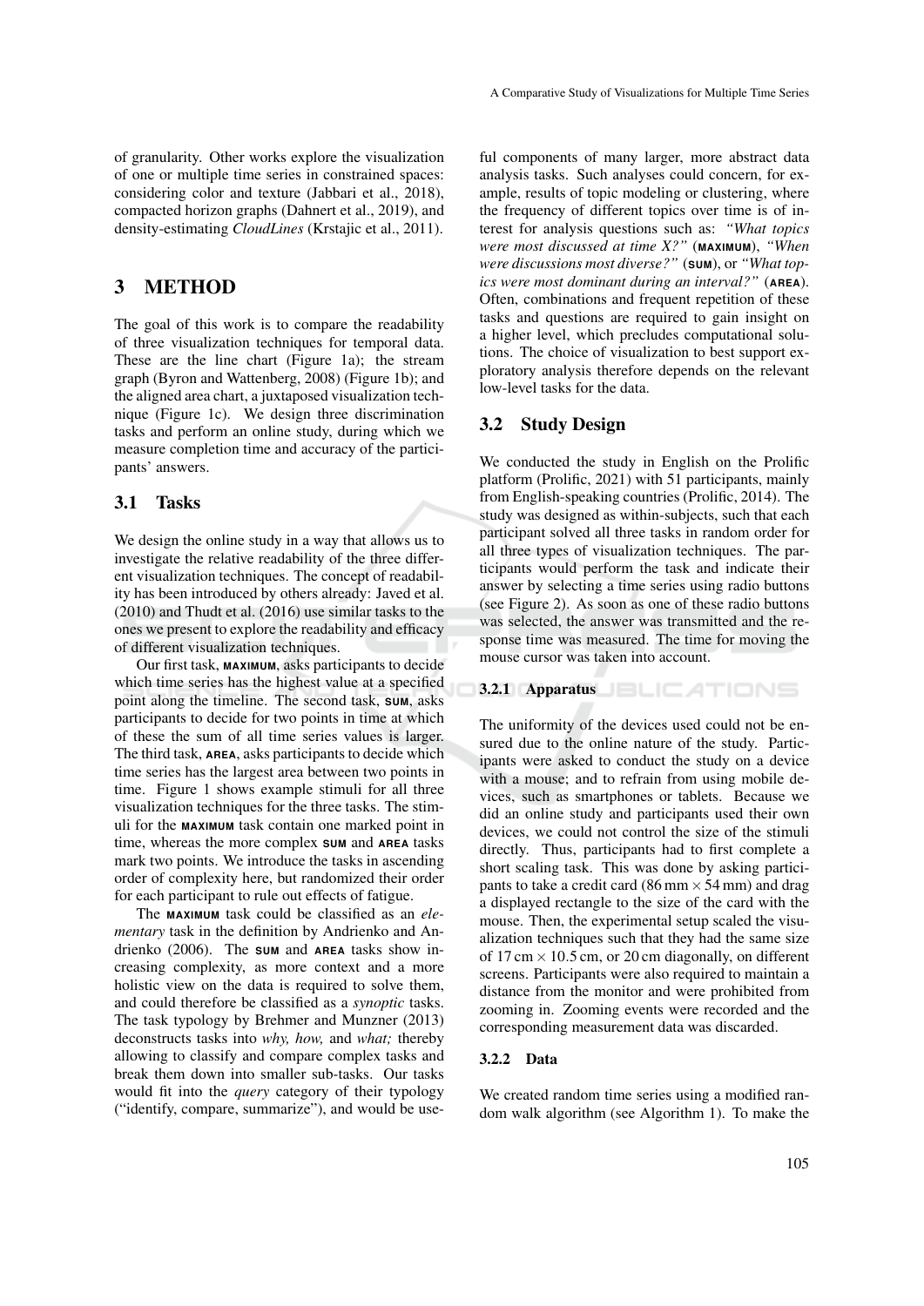of granularity. Other works explore the visualization of one or multiple time series in constrained spaces: considering color and texture (Jabbari et al., 2018), compacted horizon graphs (Dahnert et al., 2019), and density-estimating *CloudLines* (Krstajic et al., 2011).

# 3 METHOD

The goal of this work is to compare the readability of three visualization techniques for temporal data. These are the line chart (Figure 1a); the stream graph (Byron and Wattenberg, 2008) (Figure 1b); and the aligned area chart, a juxtaposed visualization technique (Figure 1c). We design three discrimination tasks and perform an online study, during which we measure completion time and accuracy of the participants' answers.

## 3.1 Tasks

We design the online study in a way that allows us to investigate the relative readability of the three different visualization techniques. The concept of readability has been introduced by others already: Javed et al. (2010) and Thudt et al. (2016) use similar tasks to the ones we present to explore the readability and efficacy of different visualization techniques.

Our first task, **MAXIMUM**, asks participants to decide which time series has the highest value at a specified point along the timeline. The second task, **SUM**, asks participants to decide for two points in time at which of these the sum of all time series values is larger. The third task, **AREA**, asks participants to decide which time series has the largest area between two points in time. Figure 1 shows example stimuli for all three visualization techniques for the three tasks. The stimuli for the **MAXIMUM** task contain one marked point in time, whereas the more complex **SUM** and **AREA** tasks mark two points. We introduce the tasks in ascending order of complexity here, but randomized their order for each participant to rule out effects of fatigue.

The **MAXIMUM** task could be classified as an *elementary* task in the definition by Andrienko and Andrienko (2006). The **SUM** and **AREA** tasks show increasing complexity, as more context and a more holistic view on the data is required to solve them, and could therefore be classified as a *synoptic* tasks. The task typology by Brehmer and Munzner (2013) deconstructs tasks into *why, how,* and *what;* thereby allowing to classify and compare complex tasks and break them down into smaller sub-tasks. Our tasks would fit into the *query* category of their typology ("identify, compare, summarize"), and would be useful components of many larger, more abstract data analysis tasks. Such analyses could concern, for example, results of topic modeling or clustering, where the frequency of different topics over time is of interest for analysis questions such as: *"What topics were most discussed at time X?"* (**MAXIMUM**), *"When were discussions most diverse?"* (**SUM**), or *"What topics were most dominant during an interval?"* (**AREA**). Often, combinations and frequent repetition of these tasks and questions are required to gain insight on a higher level, which precludes computational solutions. The choice of visualization to best support exploratory analysis therefore depends on the relevant low-level tasks for the data.

## 3.2 Study Design

We conducted the study in English on the Prolific platform (Prolific, 2021) with 51 participants, mainly from English-speaking countries (Prolific, 2014). The study was designed as within-subjects, such that each participant solved all three tasks in random order for all three types of visualization techniques. The participants would perform the task and indicate their answer by selecting a time series using radio buttons (see Figure 2). As soon as one of these radio buttons was selected, the answer was transmitted and the response time was measured. The time for moving the mouse cursor was taken into account.

### 3.2.1 Apparatus

The uniformity of the devices used could not be ensured due to the online nature of the study. Participants were asked to conduct the study on a device with a mouse; and to refrain from using mobile devices, such as smartphones or tablets. Because we did an online study and participants used their own devices, we could not control the size of the stimuli directly. Thus, participants had to first complete a short scaling task. This was done by asking participants to take a credit card ($86\,\text{mm} \times 54\,\text{mm}$) and drag a displayed rectangle to the size of the card with the mouse. Then, the experimental setup scaled the visualization techniques such that they had the same size of $17\,\text{cm} \times 10.5\,\text{cm}$, or $20\,\text{cm}$ diagonally, on different screens. Participants were also required to maintain a distance from the monitor and were prohibited from zooming in. Zooming events were recorded and the corresponding measurement data was discarded.

### 3.2.2 Data

We created random time series using a modified random walk algorithm (see Algorithm 1). To make the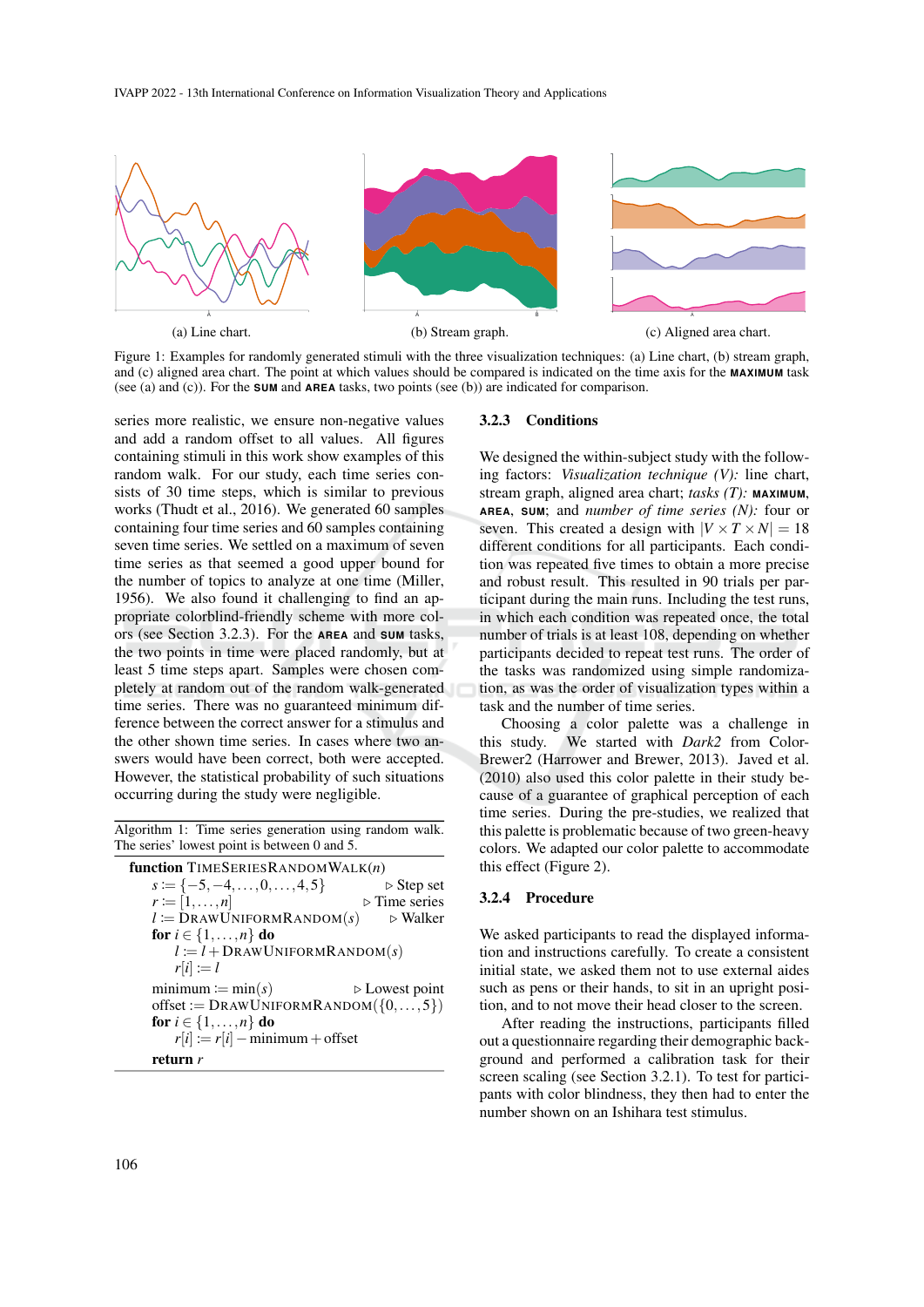(a) Line chart.

(b) Stream graph.

(c) Aligned area chart.

Figure 1: Examples for randomly generated stimuli with the three visualization techniques: (a) Line chart, (b) stream graph, and (c) aligned area chart. The point at which values should be compared is indicated on the time axis for the **MAXIMUM** task (see (a) and (c)). For the **SUM** and **AREA** tasks, two points (see (b)) are indicated for comparison.

series more realistic, we ensure non-negative values and add a random offset to all values. All figures containing stimuli in this work show examples of this random walk. For our study, each time series consists of 30 time steps, which is similar to previous works (Thudt et al., 2016). We generated 60 samples containing four time series and 60 samples containing seven time series. We settled on a maximum of seven time series as that seemed a good upper bound for the number of topics to analyze at one time (Miller, 1956). We also found it challenging to find an appropriate colorblind-friendly scheme with more colors (see Section 3.2.3). For the **AREA** and **SUM** tasks, the two points in time were placed randomly, but at least 5 time steps apart. Samples were chosen completely at random out of the random walk-generated time series. There was no guaranteed minimum difference between the correct answer for a stimulus and the other shown time series. In cases where two answers would have been correct, both were accepted. However, the statistical probability of such situations occurring during the study were negligible.

Algorithm 1: Time series generation using random walk. The series' lowest point is between 0 and 5.

```
function TimeSeriesRandomWalk(n)
    s := {−5, −4, ..., 0, ..., 4, 5}          ▷ Step set
    r := [1, ..., n]                          ▷ Time series
    l := DrawUniformRandom(s)                 ▷ Walker
    for i ∈ {1, ..., n} do
        l := l + DrawUniformRandom(s)
        r[i] := l
    minimum := min(s)                         ▷ Lowest point
    offset := DrawUniformRandom({0, ..., 5})
    for i ∈ {1, ..., n} do
        r[i] := r[i] − minimum + offset
    return r
```

### 3.2.3 Conditions

We designed the within-subject study with the following factors: *Visualization technique (V):* line chart, stream graph, aligned area chart; *tasks (T):* **MAXIMUM**, **AREA**, **SUM**; and *number of time series (N):* four or seven. This created a design with $|V \times T \times N| = 18$ different conditions for all participants. Each condition was repeated five times to obtain a more precise and robust result. This resulted in 90 trials per participant during the main runs. Including the test runs, in which each condition was repeated once, the total number of trials is at least 108, depending on whether participants decided to repeat test runs. The order of the tasks was randomized using simple randomization, as was the order of visualization types within a task and the number of time series.

Choosing a color palette was a challenge in this study. We started with *Dark2* from ColorBrewer2 (Harrower and Brewer, 2013). Javed et al. (2010) also used this color palette in their study because of a guarantee of graphical perception of each time series. During the pre-studies, we realized that this palette is problematic because of two green-heavy colors. We adapted our color palette to accommodate this effect (Figure 2).

### 3.2.4 Procedure

We asked participants to read the displayed information and instructions carefully. To create a consistent initial state, we asked them not to use external aides such as pens or their hands, to sit in an upright position, and to not move their head closer to the screen.

After reading the instructions, participants filled out a questionnaire regarding their demographic background and performed a calibration task for their screen scaling (see Section 3.2.1). To test for participants with color blindness, they then had to enter the number shown on an Ishihara test stimulus.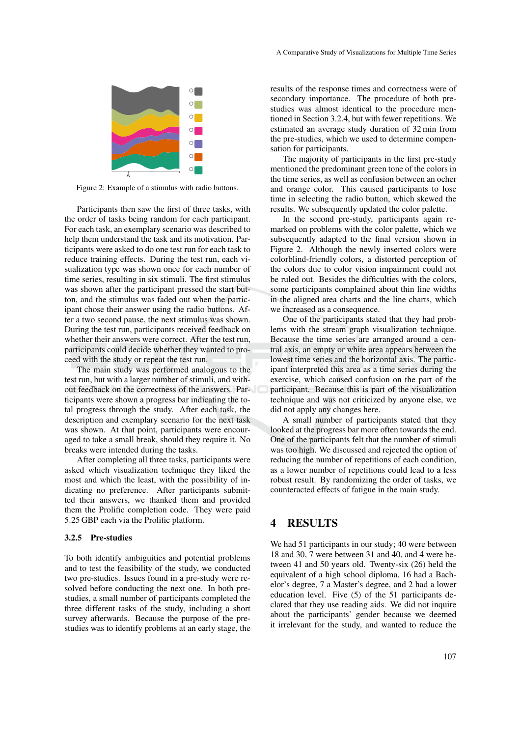Figure 2: Example of a stimulus with radio buttons.

Participants then saw the first of three tasks, with the order of tasks being random for each participant. For each task, an exemplary scenario was described to help them understand the task and its motivation. Participants were asked to do one test run for each task to reduce training effects. During the test run, each visualization type was shown once for each number of time series, resulting in six stimuli. The first stimulus was shown after the participant pressed the start button, and the stimulus was faded out when the participant chose their answer using the radio buttons. After a two second pause, the next stimulus was shown. During the test run, participants received feedback on whether their answers were correct. After the test run, participants could decide whether they wanted to proceed with the study or repeat the test run.

The main study was performed analogous to the test run, but with a larger number of stimuli, and without feedback on the correctness of the answers. Participants were shown a progress bar indicating the total progress through the study. After each task, the description and exemplary scenario for the next task was shown. At that point, participants were encouraged to take a small break, should they require it. No breaks were intended during the tasks.

After completing all three tasks, participants were asked which visualization technique they liked the most and which the least, with the possibility of indicating no preference. After participants submitted their answers, we thanked them and provided them the Prolific completion code. They were paid 5.25 GBP each via the Prolific platform.

### 3.2.5 Pre-studies

To both identify ambiguities and potential problems and to test the feasibility of the study, we conducted two pre-studies. Issues found in a pre-study were resolved before conducting the next one. In both pre-studies, a small number of participants completed the three different tasks of the study, including a short survey afterwards. Because the purpose of the pre-studies was to identify problems at an early stage, the results of the response times and correctness were of secondary importance. The procedure of both pre-studies was almost identical to the procedure mentioned in Section 3.2.4, but with fewer repetitions. We estimated an average study duration of 32 min from the pre-studies, which we used to determine compensation for participants.

The majority of participants in the first pre-study mentioned the predominant green tone of the colors in the time series, as well as confusion between an ocher and orange color. This caused participants to lose time in selecting the radio button, which skewed the results. We subsequently updated the color palette.

In the second pre-study, participants again remarked on problems with the color palette, which we subsequently adapted to the final version shown in Figure 2. Although the newly inserted colors were colorblind-friendly colors, a distorted perception of the colors due to color vision impairment could not be ruled out. Besides the difficulties with the colors, some participants complained about thin line widths in the aligned area charts and the line charts, which we increased as a consequence.

One of the participants stated that they had problems with the stream graph visualization technique. Because the time series are arranged around a central axis, an empty or white area appears between the lowest time series and the horizontal axis. The participant interpreted this area as a time series during the exercise, which caused confusion on the part of the participant. Because this is part of the visualization technique and was not criticized by anyone else, we did not apply any changes here.

A small number of participants stated that they looked at the progress bar more often towards the end. One of the participants felt that the number of stimuli was too high. We discussed and rejected the option of reducing the number of repetitions of each condition, as a lower number of repetitions could lead to a less robust result. By randomizing the order of tasks, we counteracted effects of fatigue in the main study.

# 4 RESULTS

We had 51 participants in our study; 40 were between 18 and 30, 7 were between 31 and 40, and 4 were between 41 and 50 years old. Twenty-six (26) held the equivalent of a high school diploma, 16 had a Bachelor's degree, 7 a Master's degree, and 2 had a lower education level. Five (5) of the 51 participants declared that they use reading aids. We did not inquire about the participants' gender because we deemed it irrelevant for the study, and wanted to reduce the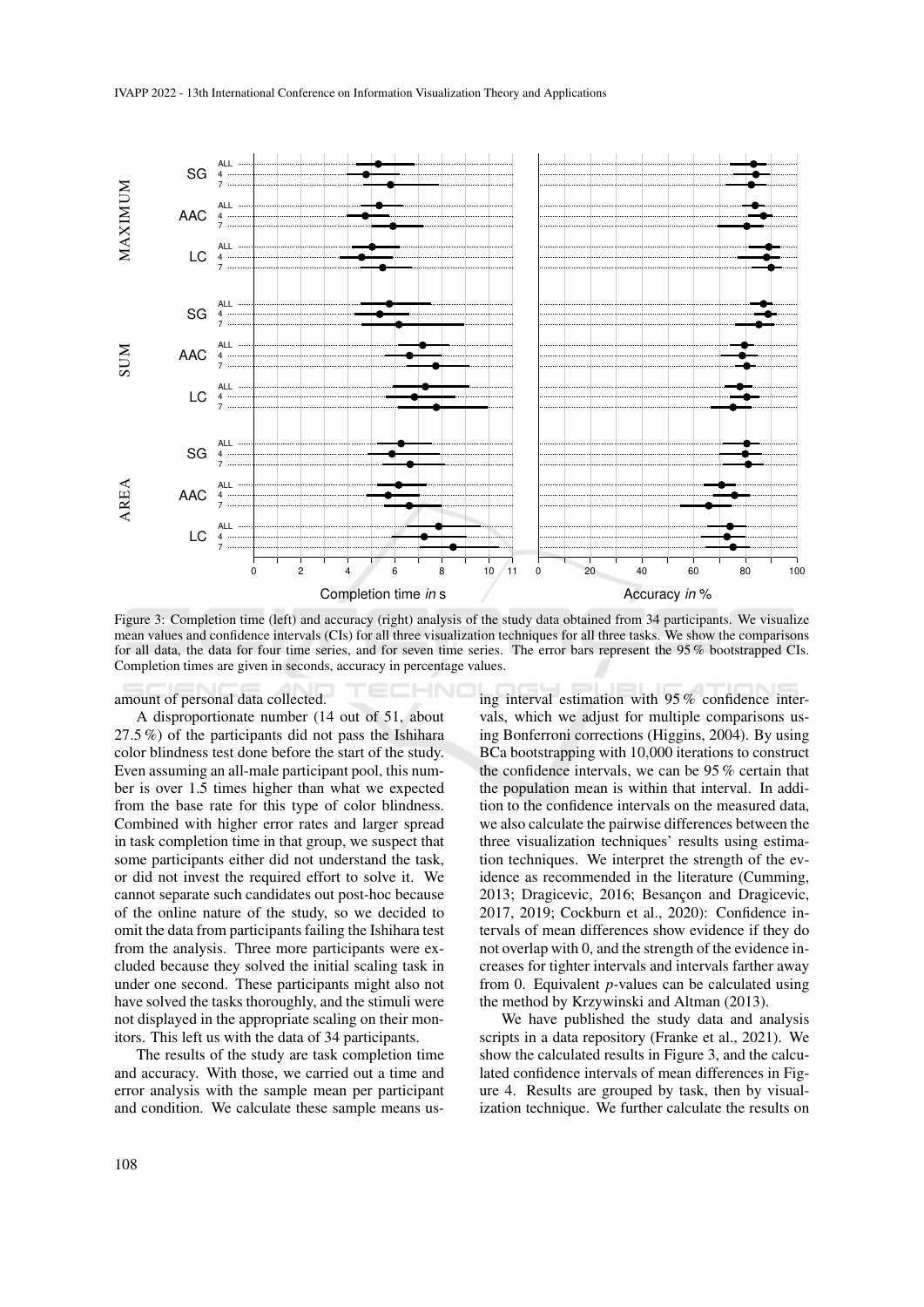Figure 3: Completion time (left) and accuracy (right) analysis of the study data obtained from 34 participants. We visualize mean values and confidence intervals (CIs) for all three visualization techniques for all three tasks. We show the comparisons for all data, the data for four time series, and for seven time series. The error bars represent the 95 % bootstrapped CIs. Completion times are given in seconds, accuracy in percentage values.

amount of personal data collected.

A disproportionate number (14 out of 51, about 27.5 %) of the participants did not pass the Ishihara color blindness test done before the start of the study. Even assuming an all-male participant pool, this number is over 1.5 times higher than what we expected from the base rate for this type of color blindness. Combined with higher error rates and larger spread in task completion time in that group, we suspect that some participants either did not understand the task, or did not invest the required effort to solve it. We cannot separate such candidates out post-hoc because of the online nature of the study, so we decided to omit the data from participants failing the Ishihara test from the analysis. Three more participants were excluded because they solved the initial scaling task in under one second. These participants might also not have solved the tasks thoroughly, and the stimuli were not displayed in the appropriate scaling on their monitors. This left us with the data of 34 participants.

The results of the study are task completion time and accuracy. With those, we carried out a time and error analysis with the sample mean per participant and condition. We calculate these sample means using interval estimation with 95 % confidence intervals, which we adjust for multiple comparisons using Bonferroni corrections (Higgins, 2004). By using BCa bootstrapping with 10,000 iterations to construct the confidence intervals, we can be 95 % certain that the population mean is within that interval. In addition to the confidence intervals on the measured data, we also calculate the pairwise differences between the three visualization techniques' results using estimation techniques. We interpret the strength of the evidence as recommended in the literature (Cumming, 2013; Dragicevic, 2016; Besançon and Dragicevic, 2017, 2019; Cockburn et al., 2020): Confidence intervals of mean differences show evidence if they do not overlap with 0, and the strength of the evidence increases for tighter intervals and intervals farther away from 0. Equivalent $p$-values can be calculated using the method by Krzywinski and Altman (2013).

We have published the study data and analysis scripts in a data repository (Franke et al., 2021). We show the calculated results in Figure 3, and the calculated confidence intervals of mean differences in Figure 4. Results are grouped by task, then by visualization technique. We further calculate the results on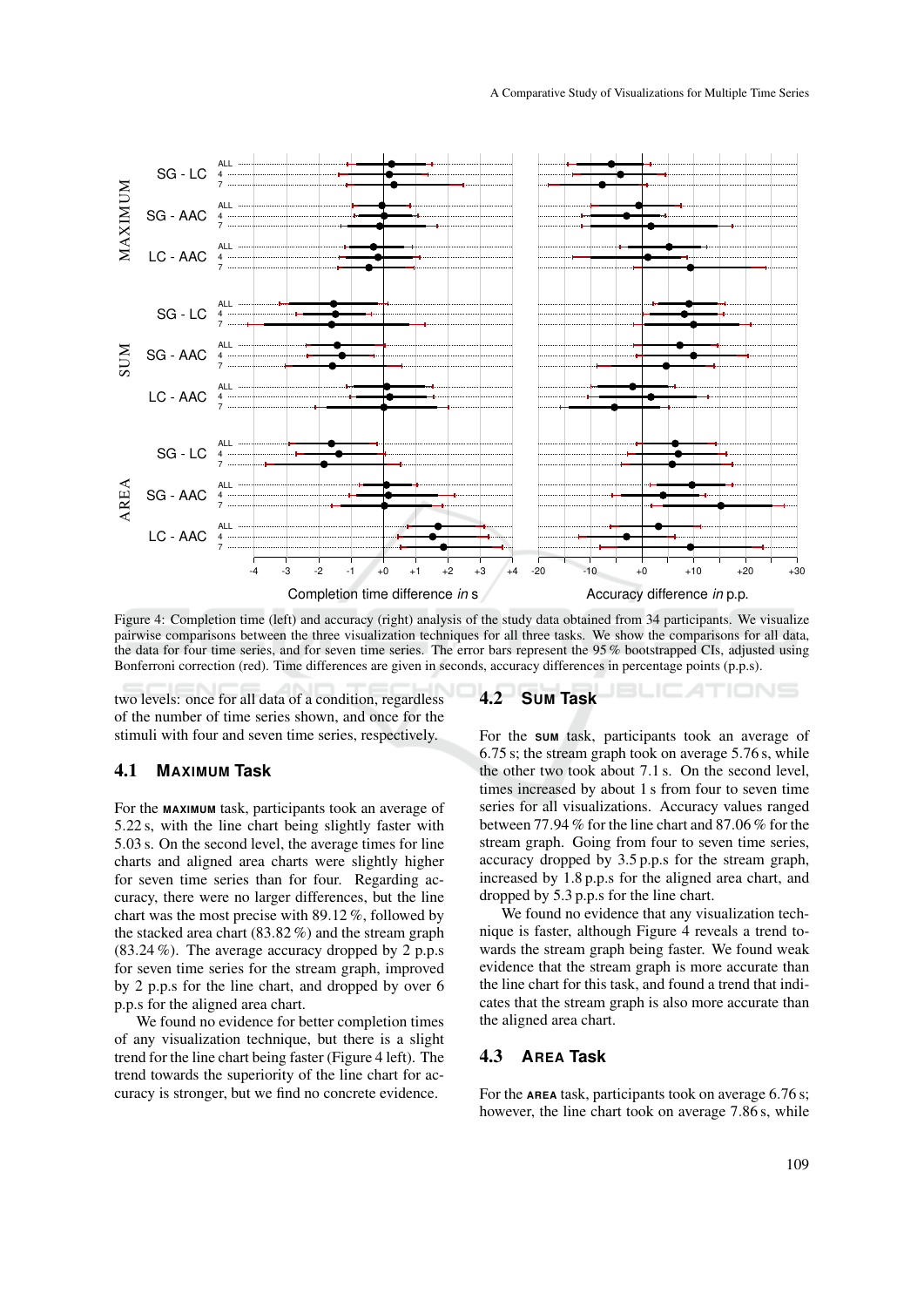Figure 4: Completion time (left) and accuracy (right) analysis of the study data obtained from 34 participants. We visualize pairwise comparisons between the three visualization techniques for all three tasks. We show the comparisons for all data, the data for four time series, and for seven time series. The error bars represent the 95 % bootstrapped CIs, adjusted using Bonferroni correction (red). Time differences are given in seconds, accuracy differences in percentage points (p.p.s).

two levels: once for all data of a condition, regardless of the number of time series shown, and once for the stimuli with four and seven time series, respectively.

### 4.1 MAXIMUM Task

For the **MAXIMUM** task, participants took an average of 5.22 s, with the line chart being slightly faster with 5.03 s. On the second level, the average times for line charts and aligned area charts were slightly higher for seven time series than for four. Regarding accuracy, there were no larger differences, but the line chart was the most precise with 89.12 %, followed by the stacked area chart (83.82 %) and the stream graph (83.24 %). The average accuracy dropped by 2 p.p.s for seven time series for the stream graph, improved by 2 p.p.s for the line chart, and dropped by over 6 p.p.s for the aligned area chart.

We found no evidence for better completion times of any visualization technique, but there is a slight trend for the line chart being faster (Figure 4 left). The trend towards the superiority of the line chart for accuracy is stronger, but we find no concrete evidence.

### 4.2 SUM Task

For the **SUM** task, participants took an average of 6.75 s; the stream graph took on average 5.76 s, while the other two took about 7.1 s. On the second level, times increased by about 1 s from four to seven time series for all visualizations. Accuracy values ranged between 77.94 % for the line chart and 87.06 % for the stream graph. Going from four to seven time series, accuracy dropped by 3.5 p.p.s for the stream graph, increased by 1.8 p.p.s for the aligned area chart, and dropped by 5.3 p.p.s for the line chart.

We found no evidence that any visualization technique is faster, although Figure 4 reveals a trend towards the stream graph being faster. We found weak evidence that the stream graph is more accurate than the line chart for this task, and found a trend that indicates that the stream graph is also more accurate than the aligned area chart.

### 4.3 AREA Task

For the **AREA** task, participants took on average 6.76 s; however, the line chart took on average 7.86 s, while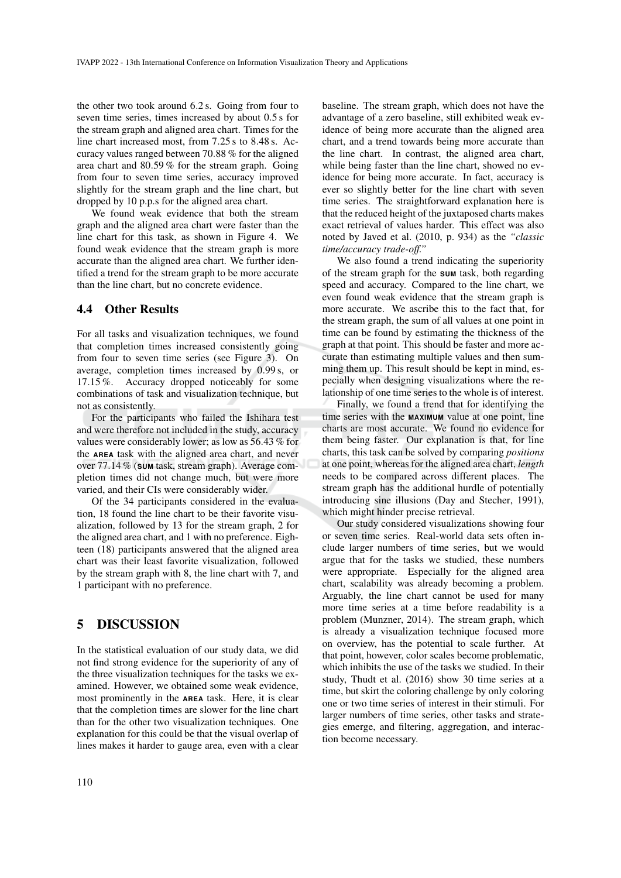the other two took around 6.2 s. Going from four to seven time series, times increased by about 0.5 s for the stream graph and aligned area chart. Times for the line chart increased most, from 7.25 s to 8.48 s. Accuracy values ranged between 70.88 % for the aligned area chart and 80.59 % for the stream graph. Going from four to seven time series, accuracy improved slightly for the stream graph and the line chart, but dropped by 10 p.p.s for the aligned area chart.

We found weak evidence that both the stream graph and the aligned area chart were faster than the line chart for this task, as shown in Figure 4. We found weak evidence that the stream graph is more accurate than the aligned area chart. We further identified a trend for the stream graph to be more accurate than the line chart, but no concrete evidence.

## 4.4 Other Results

For all tasks and visualization techniques, we found that completion times increased consistently going from four to seven time series (see Figure 3). On average, completion times increased by 0.99 s, or 17.15 %. Accuracy dropped noticeably for some combinations of task and visualization technique, but not as consistently.

For the participants who failed the Ishihara test and were therefore not included in the study, accuracy values were considerably lower; as low as 56.43 % for the **AREA** task with the aligned area chart, and never over 77.14 % (**SUM** task, stream graph). Average completion times did not change much, but were more varied, and their CIs were considerably wider.

Of the 34 participants considered in the evaluation, 18 found the line chart to be their favorite visualization, followed by 13 for the stream graph, 2 for the aligned area chart, and 1 with no preference. Eighteen (18) participants answered that the aligned area chart was their least favorite visualization, followed by the stream graph with 8, the line chart with 7, and 1 participant with no preference.

# 5 DISCUSSION

In the statistical evaluation of our study data, we did not find strong evidence for the superiority of any of the three visualization techniques for the tasks we examined. However, we obtained some weak evidence, most prominently in the **AREA** task. Here, it is clear that the completion times are slower for the line chart than for the other two visualization techniques. One explanation for this could be that the visual overlap of lines makes it harder to gauge area, even with a clear baseline. The stream graph, which does not have the advantage of a zero baseline, still exhibited weak evidence of being more accurate than the aligned area chart, and a trend towards being more accurate than the line chart. In contrast, the aligned area chart, while being faster than the line chart, showed no evidence for being more accurate. In fact, accuracy is ever so slightly better for the line chart with seven time series. The straightforward explanation here is that the reduced height of the juxtaposed charts makes exact retrieval of values harder. This effect was also noted by Javed et al. (2010, p. 934) as the *"classic time/accuracy trade-off."*

We also found a trend indicating the superiority of the stream graph for the **SUM** task, both regarding speed and accuracy. Compared to the line chart, we even found weak evidence that the stream graph is more accurate. We ascribe this to the fact that, for the stream graph, the sum of all values at one point in time can be found by estimating the thickness of the graph at that point. This should be faster and more accurate than estimating multiple values and then summing them up. This result should be kept in mind, especially when designing visualizations where the relationship of one time series to the whole is of interest.

Finally, we found a trend that for identifying the time series with the **MAXIMUM** value at one point, line charts are most accurate. We found no evidence for them being faster. Our explanation is that, for line charts, this task can be solved by comparing *positions* at one point, whereas for the aligned area chart, *length* needs to be compared across different places. The stream graph has the additional hurdle of potentially introducing sine illusions (Day and Stecher, 1991), which might hinder precise retrieval.

Our study considered visualizations showing four or seven time series. Real-world data sets often include larger numbers of time series, but we would argue that for the tasks we studied, these numbers were appropriate. Especially for the aligned area chart, scalability was already becoming a problem. Arguably, the line chart cannot be used for many more time series at a time before readability is a problem (Munzner, 2014). The stream graph, which is already a visualization technique focused more on overview, has the potential to scale further. At that point, however, color scales become problematic, which inhibits the use of the tasks we studied. In their study, Thudt et al. (2016) show 30 time series at a time, but skirt the coloring challenge by only coloring one or two time series of interest in their stimuli. For larger numbers of time series, other tasks and strategies emerge, and filtering, aggregation, and interaction become necessary.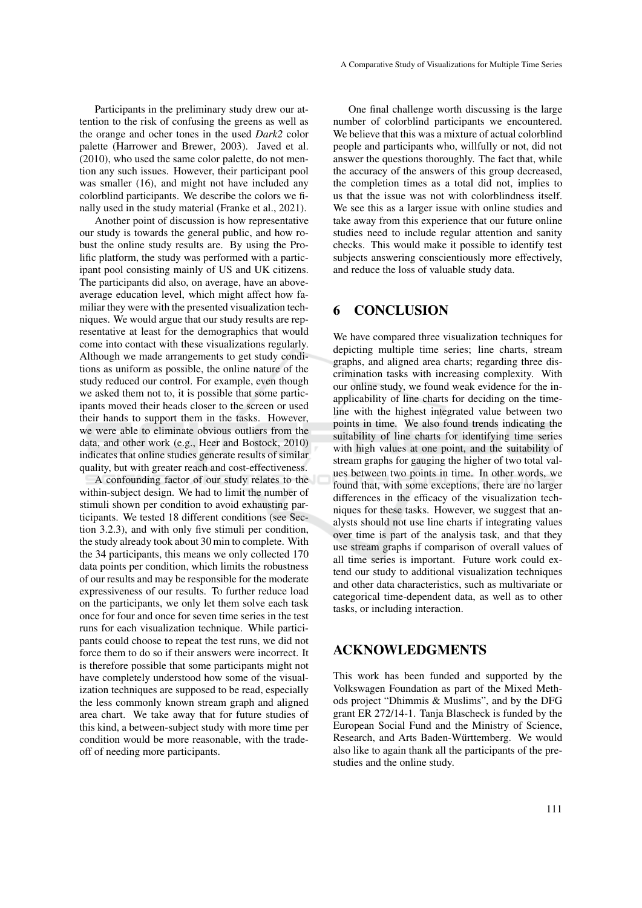Participants in the preliminary study drew our attention to the risk of confusing the greens as well as the orange and ocher tones in the used *Dark2* color palette (Harrower and Brewer, 2003). Javed et al. (2010), who used the same color palette, do not mention any such issues. However, their participant pool was smaller (16), and might not have included any colorblind participants. We describe the colors we finally used in the study material (Franke et al., 2021).

Another point of discussion is how representative our study is towards the general public, and how robust the online study results are. By using the Prolific platform, the study was performed with a participant pool consisting mainly of US and UK citizens. The participants did also, on average, have an above-average education level, which might affect how familiar they were with the presented visualization techniques. We would argue that our study results are representative at least for the demographics that would come into contact with these visualizations regularly. Although we made arrangements to get study conditions as uniform as possible, the online nature of the study reduced our control. For example, even though we asked them not to, it is possible that some participants moved their heads closer to the screen or used their hands to support them in the tasks. However, we were able to eliminate obvious outliers from the data, and other work (e.g., Heer and Bostock, 2010) indicates that online studies generate results of similar quality, but with greater reach and cost-effectiveness.

A confounding factor of our study relates to the within-subject design. We had to limit the number of stimuli shown per condition to avoid exhausting participants. We tested 18 different conditions (see Section 3.2.3), and with only five stimuli per condition, the study already took about 30 min to complete. With the 34 participants, this means we only collected 170 data points per condition, which limits the robustness of our results and may be responsible for the moderate expressiveness of our results. To further reduce load on the participants, we only let them solve each task once for four and once for seven time series in the test runs for each visualization technique. While participants could choose to repeat the test runs, we did not force them to do so if their answers were incorrect. It is therefore possible that some participants might not have completely understood how some of the visualization techniques are supposed to be read, especially the less commonly known stream graph and aligned area chart. We take away that for future studies of this kind, a between-subject study with more time per condition would be more reasonable, with the tradeoff of needing more participants.

One final challenge worth discussing is the large number of colorblind participants we encountered. We believe that this was a mixture of actual colorblind people and participants who, willfully or not, did not answer the questions thoroughly. The fact that, while the accuracy of the answers of this group decreased, the completion times as a total did not, implies to us that the issue was not with colorblindness itself. We see this as a larger issue with online studies and take away from this experience that our future online studies need to include regular attention and sanity checks. This would make it possible to identify test subjects answering conscientiously more effectively, and reduce the loss of valuable study data.

# 6 CONCLUSION

We have compared three visualization techniques for depicting multiple time series; line charts, stream graphs, and aligned area charts; regarding three discrimination tasks with increasing complexity. With our online study, we found weak evidence for the inapplicability of line charts for deciding on the timeline with the highest integrated value between two points in time. We also found trends indicating the suitability of line charts for identifying time series with high values at one point, and the suitability of stream graphs for gauging the higher of two total values between two points in time. In other words, we found that, with some exceptions, there are no larger differences in the efficacy of the visualization techniques for these tasks. However, we suggest that analysts should not use line charts if integrating values over time is part of the analysis task, and that they use stream graphs if comparison of overall values of all time series is important. Future work could extend our study to additional visualization techniques and other data characteristics, such as multivariate or categorical time-dependent data, as well as to other tasks, or including interaction.

# ACKNOWLEDGMENTS

This work has been funded and supported by the Volkswagen Foundation as part of the Mixed Methods project "Dhimmis & Muslims", and by the DFG grant ER 272/14-1. Tanja Blascheck is funded by the European Social Fund and the Ministry of Science, Research, and Arts Baden-Württemberg. We would also like to again thank all the participants of the prestudies and the online study.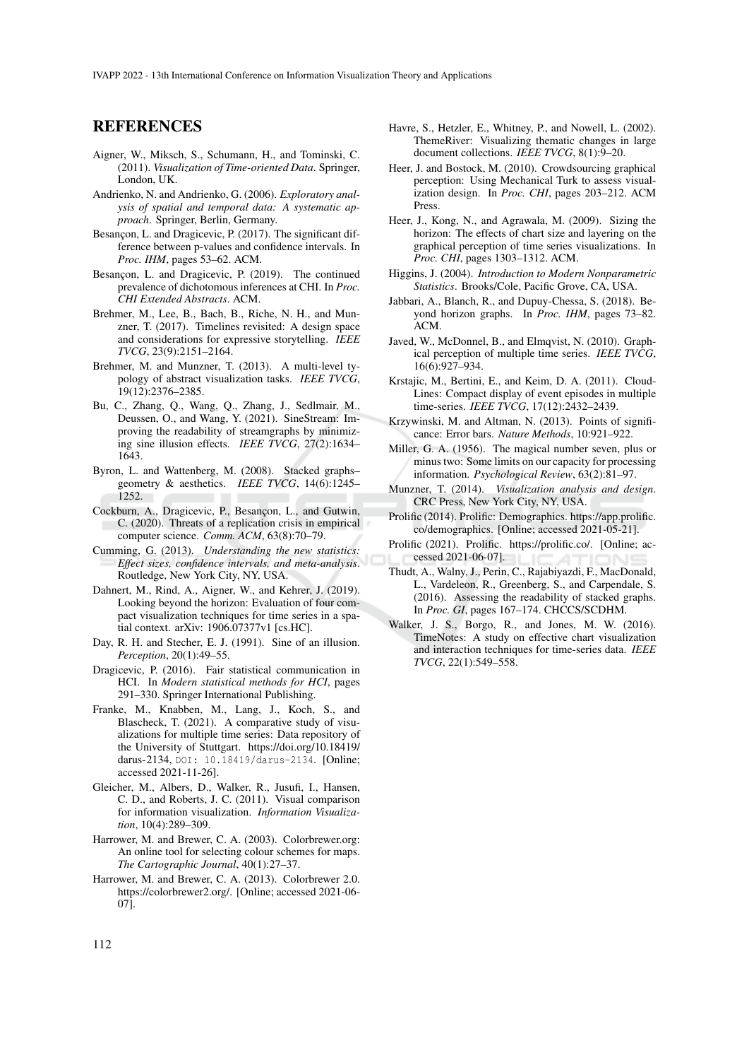## REFERENCES

Aigner, W., Miksch, S., Schumann, H., and Tominski, C. (2011). *Visualization of Time-oriented Data*. Springer, London, UK.

Andrienko, N. and Andrienko, G. (2006). *Exploratory analysis of spatial and temporal data: A systematic approach*. Springer, Berlin, Germany.

Besançon, L. and Dragicevic, P. (2017). The significant difference between p-values and confidence intervals. In *Proc. IHM*, pages 53–62. ACM.

Besançon, L. and Dragicevic, P. (2019). The continued prevalence of dichotomous inferences at CHI. In *Proc. CHI Extended Abstracts*. ACM.

Brehmer, M., Lee, B., Bach, B., Riche, N. H., and Munzner, T. (2017). Timelines revisited: A design space and considerations for expressive storytelling. *IEEE TVCG*, 23(9):2151–2164.

Brehmer, M. and Munzner, T. (2013). A multi-level typology of abstract visualization tasks. *IEEE TVCG*, 19(12):2376–2385.

Bu, C., Zhang, Q., Wang, Q., Zhang, J., Sedlmair, M., Deussen, O., and Wang, Y. (2021). SineStream: Improving the readability of streamgraphs by minimizing sine illusion effects. *IEEE TVCG*, 27(2):1634–1643.

Byron, L. and Wattenberg, M. (2008). Stacked graphs–geometry & aesthetics. *IEEE TVCG*, 14(6):1245–1252.

Cockburn, A., Dragicevic, P., Besançon, L., and Gutwin, C. (2020). Threats of a replication crisis in empirical computer science. *Comm. ACM*, 63(8):70–79.

Cumming, G. (2013). *Understanding the new statistics: Effect sizes, confidence intervals, and meta-analysis*. Routledge, New York City, NY, USA.

Dahnert, M., Rind, A., Aigner, W., and Kehrer, J. (2019). Looking beyond the horizon: Evaluation of four compact visualization techniques for time series in a spatial context. arXiv: 1906.07377v1 [cs.HC].

Day, R. H. and Stecher, E. J. (1991). Sine of an illusion. *Perception*, 20(1):49–55.

Dragicevic, P. (2016). Fair statistical communication in HCI. In *Modern statistical methods for HCI*, pages 291–330. Springer International Publishing.

Franke, M., Knabben, M., Lang, J., Koch, S., and Blascheck, T. (2021). A comparative study of visualizations for multiple time series: Data repository of the University of Stuttgart. https://doi.org/10.18419/darus-2134, DOI: 10.18419/darus-2134. [Online; accessed 2021-11-26].

Gleicher, M., Albers, D., Walker, R., Jusufi, I., Hansen, C. D., and Roberts, J. C. (2011). Visual comparison for information visualization. *Information Visualization*, 10(4):289–309.

Harrower, M. and Brewer, C. A. (2003). Colorbrewer.org: An online tool for selecting colour schemes for maps. *The Cartographic Journal*, 40(1):27–37.

Harrower, M. and Brewer, C. A. (2013). Colorbrewer 2.0. https://colorbrewer2.org/. [Online; accessed 2021-06-07].

Havre, S., Hetzler, E., Whitney, P., and Nowell, L. (2002). ThemeRiver: Visualizing thematic changes in large document collections. *IEEE TVCG*, 8(1):9–20.

Heer, J. and Bostock, M. (2010). Crowdsourcing graphical perception: Using Mechanical Turk to assess visualization design. In *Proc. CHI*, pages 203–212. ACM Press.

Heer, J., Kong, N., and Agrawala, M. (2009). Sizing the horizon: The effects of chart size and layering on the graphical perception of time series visualizations. In *Proc. CHI*, pages 1303–1312. ACM.

Higgins, J. (2004). *Introduction to Modern Nonparametric Statistics*. Brooks/Cole, Pacific Grove, CA, USA.

Jabbari, A., Blanch, R., and Dupuy-Chessa, S. (2018). Beyond horizon graphs. In *Proc. IHM*, pages 73–82. ACM.

Javed, W., McDonnel, B., and Elmqvist, N. (2010). Graphical perception of multiple time series. *IEEE TVCG*, 16(6):927–934.

Krstajic, M., Bertini, E., and Keim, D. A. (2011). CloudLines: Compact display of event episodes in multiple time-series. *IEEE TVCG*, 17(12):2432–2439.

Krzywinski, M. and Altman, N. (2013). Points of significance: Error bars. *Nature Methods*, 10:921–922.

Miller, G. A. (1956). The magical number seven, plus or minus two: Some limits on our capacity for processing information. *Psychological Review*, 63(2):81–97.

Munzner, T. (2014). *Visualization analysis and design*. CRC Press, New York City, NY, USA.

Prolific (2014). Prolific: Demographics. https://app.prolific.co/demographics. [Online; accessed 2021-05-21].

Prolific (2021). Prolific. https://prolific.co/. [Online; accessed 2021-06-07].

Thudt, A., Walny, J., Perin, C., Rajabiyazdi, F., MacDonald, L., Vardeleon, R., Greenberg, S., and Carpendale, S. (2016). Assessing the readability of stacked graphs. In *Proc. GI*, pages 167–174. CHCCS/SCDHM.

Walker, J. S., Borgo, R., and Jones, M. W. (2016). TimeNotes: A study on effective chart visualization and interaction techniques for time-series data. *IEEE TVCG*, 22(1):549–558.